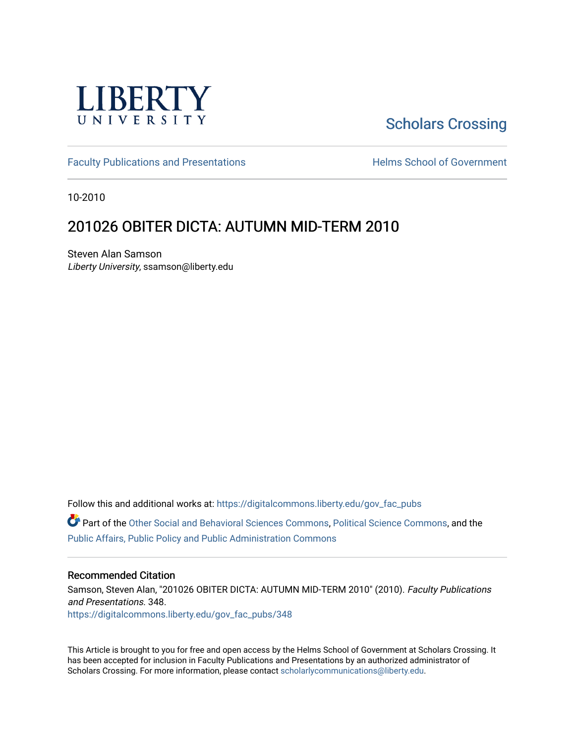LIBERTY UNIVERSITY

Scholars Crossing

Faculty Publications and Presentations

Helms School of Government

10-2010

# 201026 OBITER DICTA: AUTUMN MID-TERM 2010

Steven Alan Samson
*Liberty University*, ssamson@liberty.edu

Follow this and additional works at: https://digitalcommons.liberty.edu/gov_fac_pubs

Part of the Other Social and Behavioral Sciences Commons, Political Science Commons, and the Public Affairs, Public Policy and Public Administration Commons

## Recommended Citation

Samson, Steven Alan, "201026 OBITER DICTA: AUTUMN MID-TERM 2010" (2010). *Faculty Publications and Presentations*. 348.
https://digitalcommons.liberty.edu/gov_fac_pubs/348

This Article is brought to you for free and open access by the Helms School of Government at Scholars Crossing. It has been accepted for inclusion in Faculty Publications and Presentations by an authorized administrator of Scholars Crossing. For more information, please contact scholarlycommunications@liberty.edu.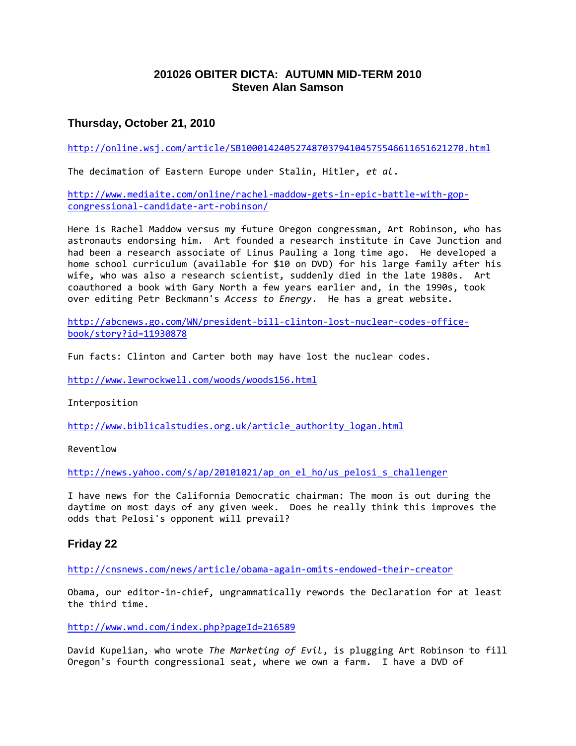# 201026 OBITER DICTA: AUTUMN MID-TERM 2010
**Steven Alan Samson**

## Thursday, October 21, 2010

http://online.wsj.com/article/SB10001424052748703794104575546611651621270.html

The decimation of Eastern Europe under Stalin, Hitler, *et al*.

http://www.mediaite.com/online/rachel-maddow-gets-in-epic-battle-with-gop-congressional-candidate-art-robinson/

Here is Rachel Maddow versus my future Oregon congressman, Art Robinson, who has astronauts endorsing him. Art founded a research institute in Cave Junction and had been a research associate of Linus Pauling a long time ago. He developed a home school curriculum (available for $10 on DVD) for his large family after his wife, who was also a research scientist, suddenly died in the late 1980s. Art coauthored a book with Gary North a few years earlier and, in the 1990s, took over editing Petr Beckmann's *Access to Energy*. He has a great website.

http://abcnews.go.com/WN/president-bill-clinton-lost-nuclear-codes-office-book/story?id=11930878

Fun facts: Clinton and Carter both may have lost the nuclear codes.

http://www.lewrockwell.com/woods/woods156.html

Interposition

http://www.biblicalstudies.org.uk/article_authority_logan.html

Reventlow

http://news.yahoo.com/s/ap/20101021/ap_on_el_ho/us_pelosi_s_challenger

I have news for the California Democratic chairman: The moon is out during the daytime on most days of any given week. Does he really think this improves the odds that Pelosi's opponent will prevail?

## Friday 22

http://cnsnews.com/news/article/obama-again-omits-endowed-their-creator

Obama, our editor-in-chief, ungrammatically rewords the Declaration for at least the third time.

http://www.wnd.com/index.php?pageId=216589

David Kupelian, who wrote *The Marketing of Evil*, is plugging Art Robinson to fill Oregon's fourth congressional seat, where we own a farm. I have a DVD of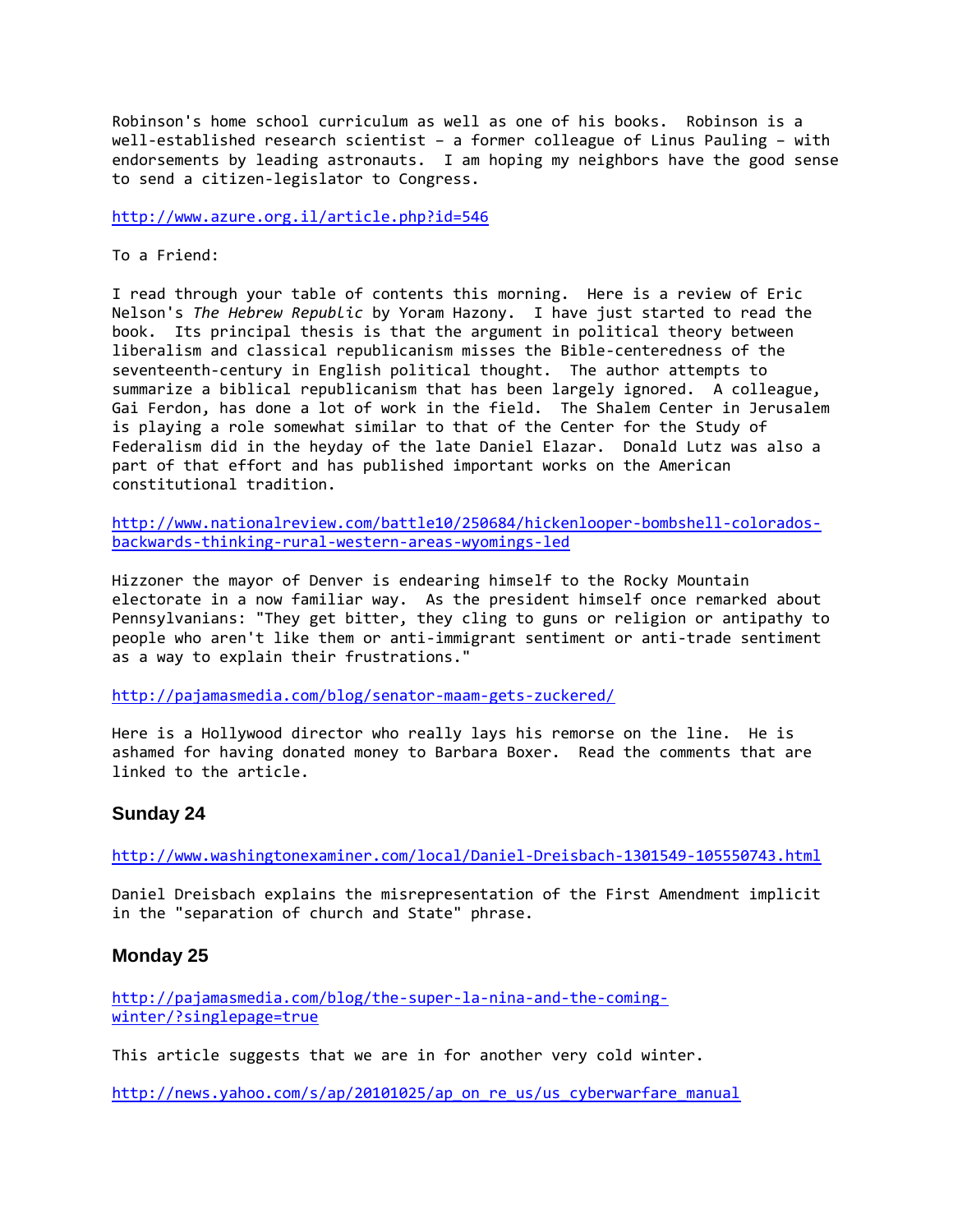Robinson's home school curriculum as well as one of his books. Robinson is a well-established research scientist – a former colleague of Linus Pauling – with endorsements by leading astronauts. I am hoping my neighbors have the good sense to send a citizen-legislator to Congress.

http://www.azure.org.il/article.php?id=546

To a Friend:

I read through your table of contents this morning. Here is a review of Eric Nelson's *The Hebrew Republic* by Yoram Hazony. I have just started to read the book. Its principal thesis is that the argument in political theory between liberalism and classical republicanism misses the Bible-centeredness of the seventeenth-century in English political thought. The author attempts to summarize a biblical republicanism that has been largely ignored. A colleague, Gai Ferdon, has done a lot of work in the field. The Shalem Center in Jerusalem is playing a role somewhat similar to that of the Center for the Study of Federalism did in the heyday of the late Daniel Elazar. Donald Lutz was also a part of that effort and has published important works on the American constitutional tradition.

http://www.nationalreview.com/battle10/250684/hickenlooper-bombshell-colorados-backwards-thinking-rural-western-areas-wyomings-led

Hizzoner the mayor of Denver is endearing himself to the Rocky Mountain electorate in a now familiar way. As the president himself once remarked about Pennsylvanians: "They get bitter, they cling to guns or religion or antipathy to people who aren't like them or anti-immigrant sentiment or anti-trade sentiment as a way to explain their frustrations."

http://pajamasmedia.com/blog/senator-maam-gets-zuckered/

Here is a Hollywood director who really lays his remorse on the line. He is ashamed for having donated money to Barbara Boxer. Read the comments that are linked to the article.

## Sunday 24

http://www.washingtonexaminer.com/local/Daniel-Dreisbach-1301549-105550743.html

Daniel Dreisbach explains the misrepresentation of the First Amendment implicit in the "separation of church and State" phrase.

## Monday 25

http://pajamasmedia.com/blog/the-super-la-nina-and-the-coming-winter/?singlepage=true

This article suggests that we are in for another very cold winter.

http://news.yahoo.com/s/ap/20101025/ap_on_re_us/us_cyberwarfare_manual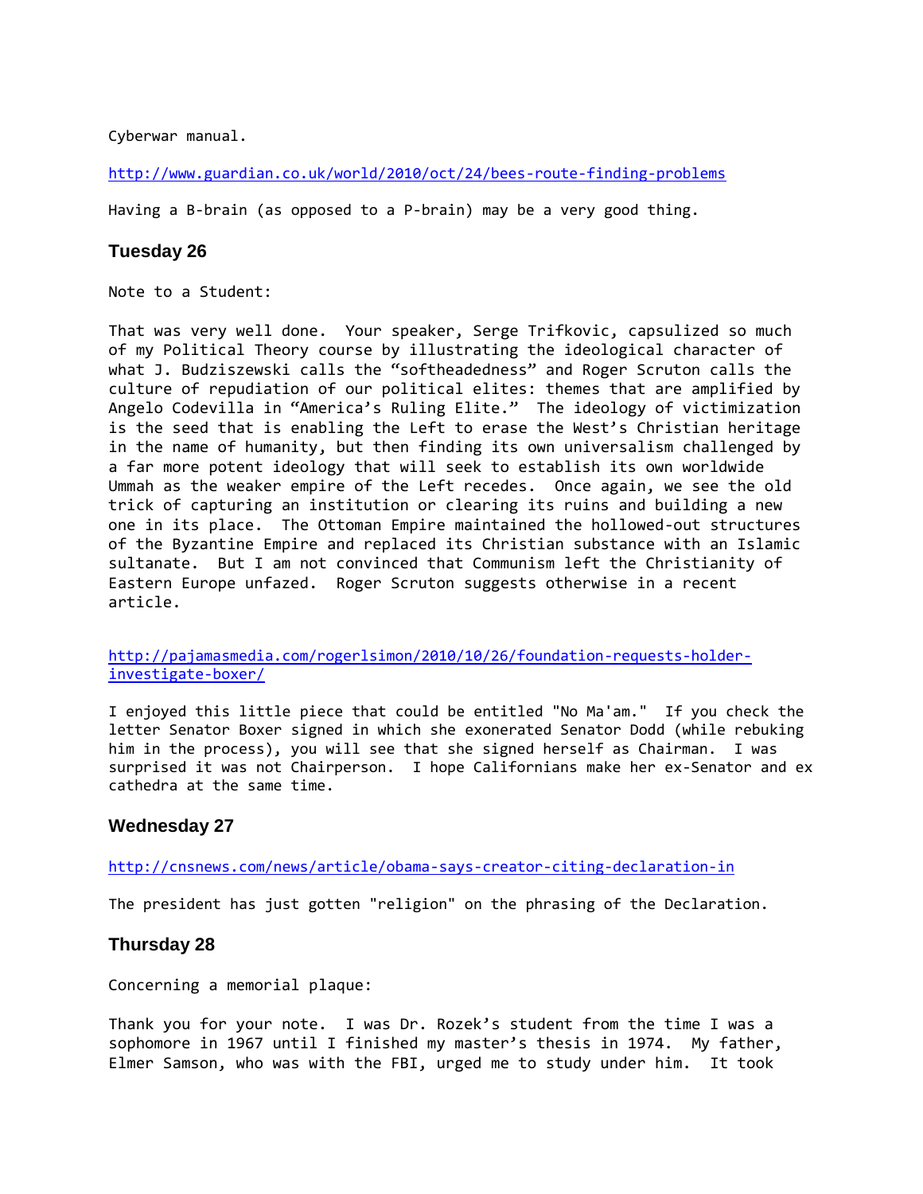Cyberwar manual.

http://www.guardian.co.uk/world/2010/oct/24/bees-route-finding-problems

Having a B-brain (as opposed to a P-brain) may be a very good thing.

### Tuesday 26

Note to a Student:

That was very well done. Your speaker, Serge Trifkovic, capsulized so much of my Political Theory course by illustrating the ideological character of what J. Budziszewski calls the "softheadedness" and Roger Scruton calls the culture of repudiation of our political elites: themes that are amplified by Angelo Codevilla in "America's Ruling Elite." The ideology of victimization is the seed that is enabling the Left to erase the West's Christian heritage in the name of humanity, but then finding its own universalism challenged by a far more potent ideology that will seek to establish its own worldwide Ummah as the weaker empire of the Left recedes. Once again, we see the old trick of capturing an institution or clearing its ruins and building a new one in its place. The Ottoman Empire maintained the hollowed-out structures of the Byzantine Empire and replaced its Christian substance with an Islamic sultanate. But I am not convinced that Communism left the Christianity of Eastern Europe unfazed. Roger Scruton suggests otherwise in a recent article.

http://pajamasmedia.com/rogerlsimon/2010/10/26/foundation-requests-holder-investigate-boxer/

I enjoyed this little piece that could be entitled "No Ma'am." If you check the letter Senator Boxer signed in which she exonerated Senator Dodd (while rebuking him in the process), you will see that she signed herself as Chairman. I was surprised it was not Chairperson. I hope Californians make her ex-Senator and ex cathedra at the same time.

### Wednesday 27

http://cnsnews.com/news/article/obama-says-creator-citing-declaration-in

The president has just gotten "religion" on the phrasing of the Declaration.

### Thursday 28

Concerning a memorial plaque:

Thank you for your note. I was Dr. Rozek's student from the time I was a sophomore in 1967 until I finished my master's thesis in 1974. My father, Elmer Samson, who was with the FBI, urged me to study under him. It took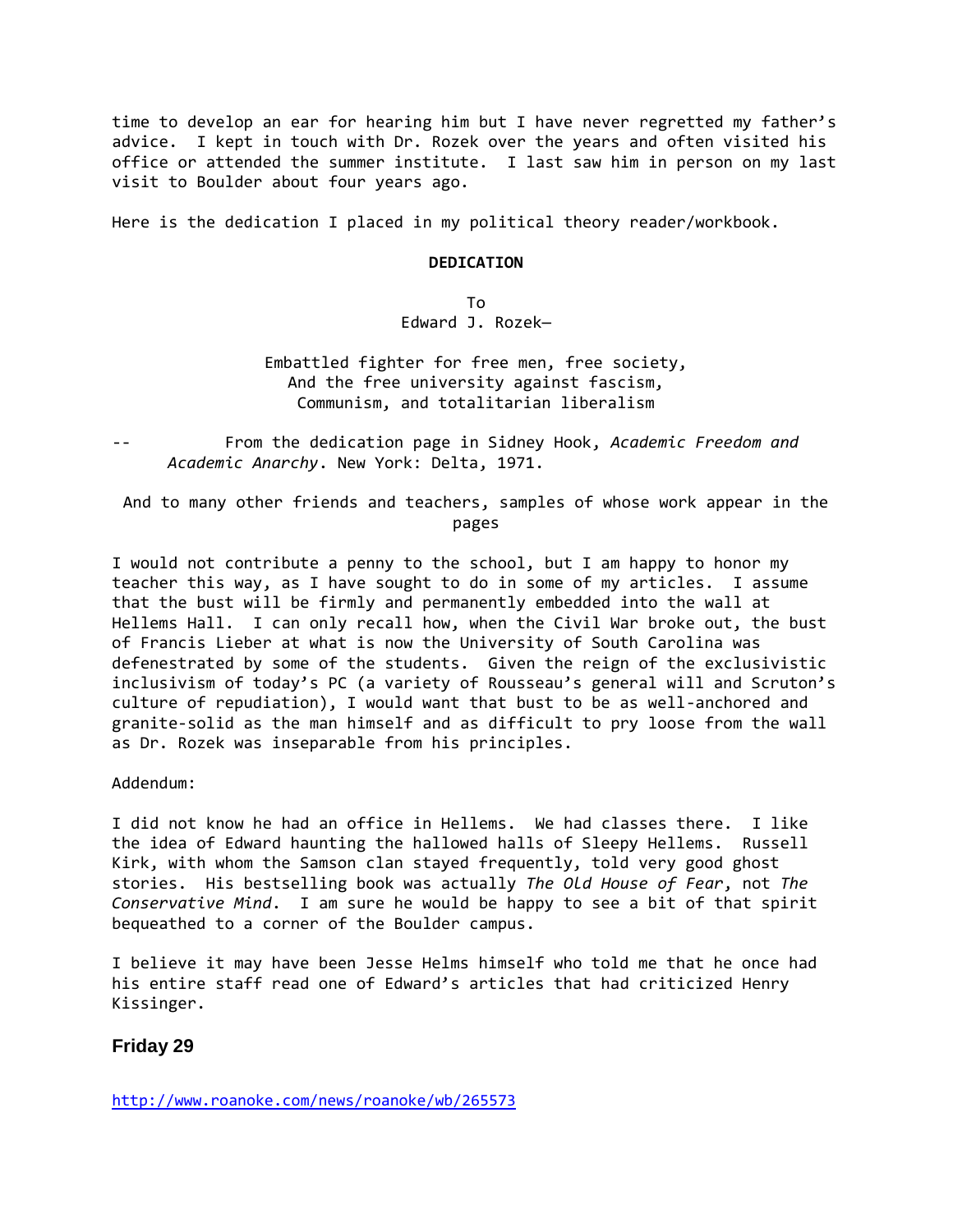time to develop an ear for hearing him but I have never regretted my father's advice. I kept in touch with Dr. Rozek over the years and often visited his office or attended the summer institute. I last saw him in person on my last visit to Boulder about four years ago.

Here is the dedication I placed in my political theory reader/workbook.

**DEDICATION**

To  
Edward J. Rozek—

Embattled fighter for free men, free society,  
And the free university against fascism,  
Communism, and totalitarian liberalism

-- From the dedication page in Sidney Hook, *Academic Freedom and Academic Anarchy*. New York: Delta, 1971.

And to many other friends and teachers, samples of whose work appear in the pages

I would not contribute a penny to the school, but I am happy to honor my teacher this way, as I have sought to do in some of my articles. I assume that the bust will be firmly and permanently embedded into the wall at Hellems Hall. I can only recall how, when the Civil War broke out, the bust of Francis Lieber at what is now the University of South Carolina was defenestrated by some of the students. Given the reign of the exclusivistic inclusivism of today's PC (a variety of Rousseau's general will and Scruton's culture of repudiation), I would want that bust to be as well-anchored and granite-solid as the man himself and as difficult to pry loose from the wall as Dr. Rozek was inseparable from his principles.

Addendum:

I did not know he had an office in Hellems. We had classes there. I like the idea of Edward haunting the hallowed halls of Sleepy Hellems. Russell Kirk, with whom the Samson clan stayed frequently, told very good ghost stories. His bestselling book was actually *The Old House of Fear*, not *The Conservative Mind*. I am sure he would be happy to see a bit of that spirit bequeathed to a corner of the Boulder campus.

I believe it may have been Jesse Helms himself who told me that he once had his entire staff read one of Edward's articles that had criticized Henry Kissinger.

### Friday 29

http://www.roanoke.com/news/roanoke/wb/265573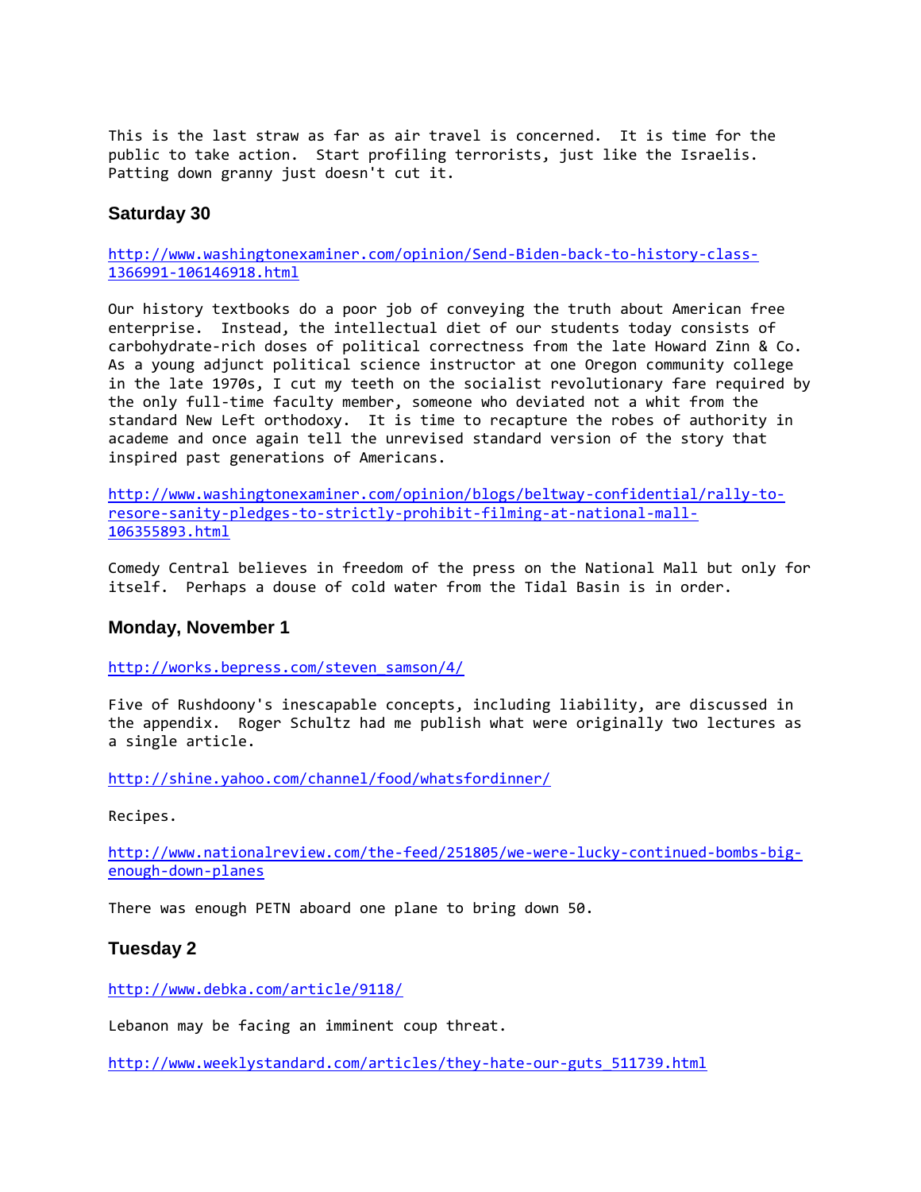This is the last straw as far as air travel is concerned. It is time for the public to take action. Start profiling terrorists, just like the Israelis. Patting down granny just doesn't cut it.

### Saturday 30

http://www.washingtonexaminer.com/opinion/Send-Biden-back-to-history-class-1366991-106146918.html

Our history textbooks do a poor job of conveying the truth about American free enterprise. Instead, the intellectual diet of our students today consists of carbohydrate-rich doses of political correctness from the late Howard Zinn & Co. As a young adjunct political science instructor at one Oregon community college in the late 1970s, I cut my teeth on the socialist revolutionary fare required by the only full-time faculty member, someone who deviated not a whit from the standard New Left orthodoxy. It is time to recapture the robes of authority in academe and once again tell the unrevised standard version of the story that inspired past generations of Americans.

http://www.washingtonexaminer.com/opinion/blogs/beltway-confidential/rally-to-resore-sanity-pledges-to-strictly-prohibit-filming-at-national-mall-106355893.html

Comedy Central believes in freedom of the press on the National Mall but only for itself. Perhaps a douse of cold water from the Tidal Basin is in order.

### Monday, November 1

http://works.bepress.com/steven_samson/4/

Five of Rushdoony's inescapable concepts, including liability, are discussed in the appendix. Roger Schultz had me publish what were originally two lectures as a single article.

http://shine.yahoo.com/channel/food/whatsfordinner/

Recipes.

http://www.nationalreview.com/the-feed/251805/we-were-lucky-continued-bombs-big-enough-down-planes

There was enough PETN aboard one plane to bring down 50.

### Tuesday 2

http://www.debka.com/article/9118/

Lebanon may be facing an imminent coup threat.

http://www.weeklystandard.com/articles/they-hate-our-guts_511739.html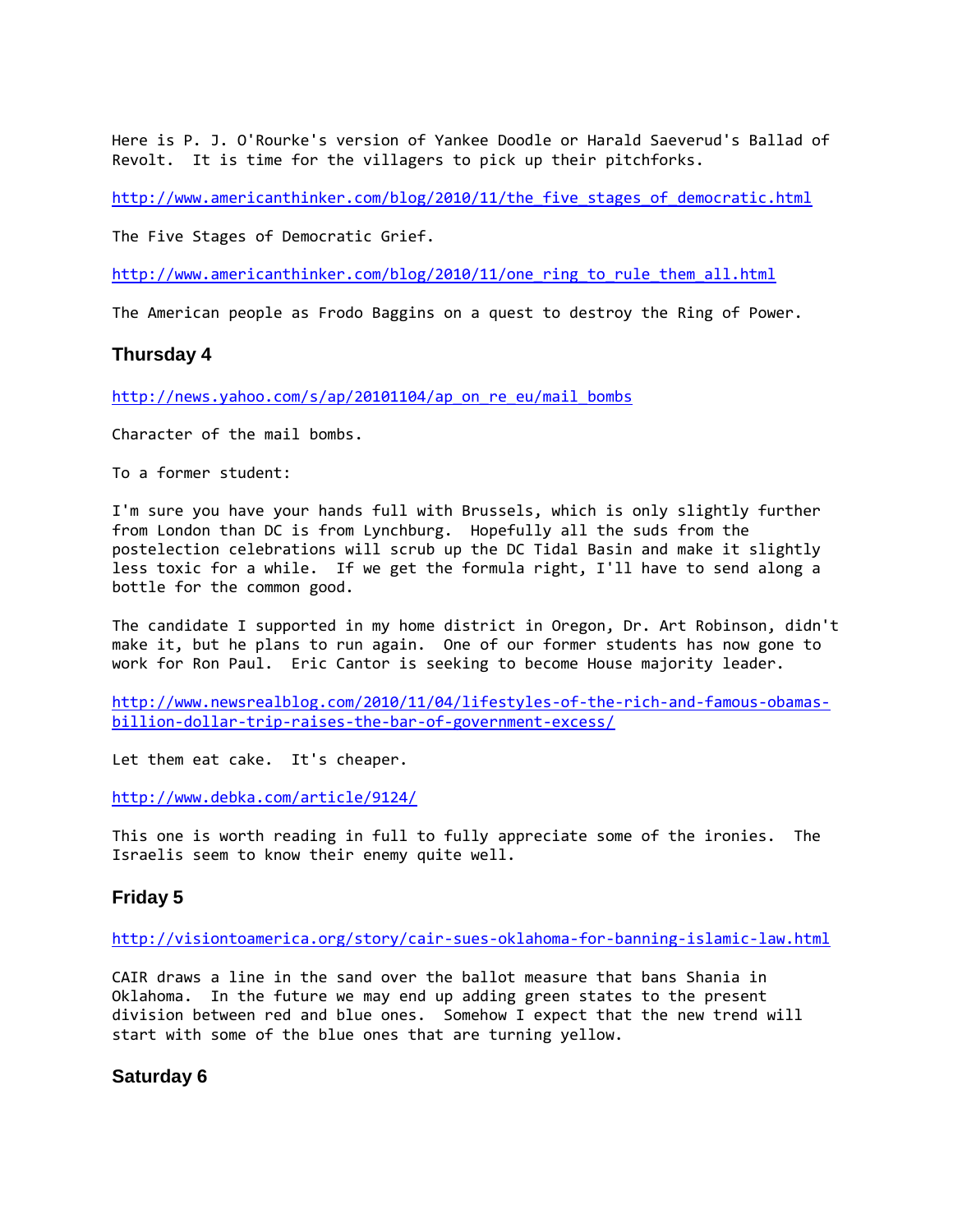Here is P. J. O'Rourke's version of Yankee Doodle or Harald Saeverud's Ballad of Revolt. It is time for the villagers to pick up their pitchforks.

http://www.americanthinker.com/blog/2010/11/the_five_stages_of_democratic.html

The Five Stages of Democratic Grief.

http://www.americanthinker.com/blog/2010/11/one_ring_to_rule_them_all.html

The American people as Frodo Baggins on a quest to destroy the Ring of Power.

### Thursday 4

http://news.yahoo.com/s/ap/20101104/ap_on_re_eu/mail_bombs

Character of the mail bombs.

To a former student:

I'm sure you have your hands full with Brussels, which is only slightly further from London than DC is from Lynchburg. Hopefully all the suds from the postelection celebrations will scrub up the DC Tidal Basin and make it slightly less toxic for a while. If we get the formula right, I'll have to send along a bottle for the common good.

The candidate I supported in my home district in Oregon, Dr. Art Robinson, didn't make it, but he plans to run again. One of our former students has now gone to work for Ron Paul. Eric Cantor is seeking to become House majority leader.

http://www.newsrealblog.com/2010/11/04/lifestyles-of-the-rich-and-famous-obamas-billion-dollar-trip-raises-the-bar-of-government-excess/

Let them eat cake. It's cheaper.

http://www.debka.com/article/9124/

This one is worth reading in full to fully appreciate some of the ironies. The Israelis seem to know their enemy quite well.

### Friday 5

http://visiontoamerica.org/story/cair-sues-oklahoma-for-banning-islamic-law.html

CAIR draws a line in the sand over the ballot measure that bans Shania in Oklahoma. In the future we may end up adding green states to the present division between red and blue ones. Somehow I expect that the new trend will start with some of the blue ones that are turning yellow.

### Saturday 6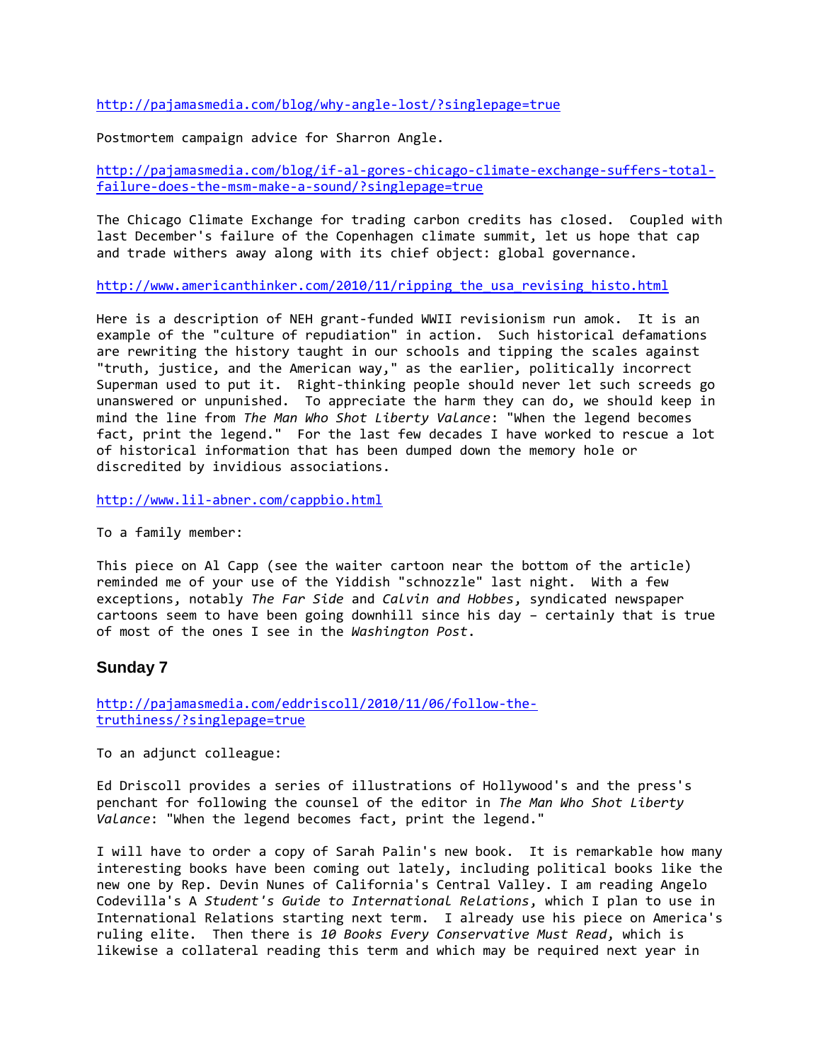http://pajamasmedia.com/blog/why-angle-lost/?singlepage=true

Postmortem campaign advice for Sharron Angle.

http://pajamasmedia.com/blog/if-al-gores-chicago-climate-exchange-suffers-total-failure-does-the-msm-make-a-sound/?singlepage=true

The Chicago Climate Exchange for trading carbon credits has closed. Coupled with last December's failure of the Copenhagen climate summit, let us hope that cap and trade withers away along with its chief object: global governance.

http://www.americanthinker.com/2010/11/ripping_the_usa_revising_histo.html

Here is a description of NEH grant-funded WWII revisionism run amok. It is an example of the "culture of repudiation" in action. Such historical defamations are rewriting the history taught in our schools and tipping the scales against "truth, justice, and the American way," as the earlier, politically incorrect Superman used to put it. Right-thinking people should never let such screeds go unanswered or unpunished. To appreciate the harm they can do, we should keep in mind the line from *The Man Who Shot Liberty Valance*: "When the legend becomes fact, print the legend." For the last few decades I have worked to rescue a lot of historical information that has been dumped down the memory hole or discredited by invidious associations.

http://www.lil-abner.com/cappbio.html

To a family member:

This piece on Al Capp (see the waiter cartoon near the bottom of the article) reminded me of your use of the Yiddish "schnozzle" last night. With a few exceptions, notably *The Far Side* and *Calvin and Hobbes*, syndicated newspaper cartoons seem to have been going downhill since his day – certainly that is true of most of the ones I see in the *Washington Post*.

## Sunday 7

http://pajamasmedia.com/eddriscoll/2010/11/06/follow-the-truthiness/?singlepage=true

To an adjunct colleague:

Ed Driscoll provides a series of illustrations of Hollywood's and the press's penchant for following the counsel of the editor in *The Man Who Shot Liberty Valance*: "When the legend becomes fact, print the legend."

I will have to order a copy of Sarah Palin's new book. It is remarkable how many interesting books have been coming out lately, including political books like the new one by Rep. Devin Nunes of California's Central Valley. I am reading Angelo Codevilla's A *Student's Guide to International Relations*, which I plan to use in International Relations starting next term. I already use his piece on America's ruling elite. Then there is *10 Books Every Conservative Must Read*, which is likewise a collateral reading this term and which may be required next year in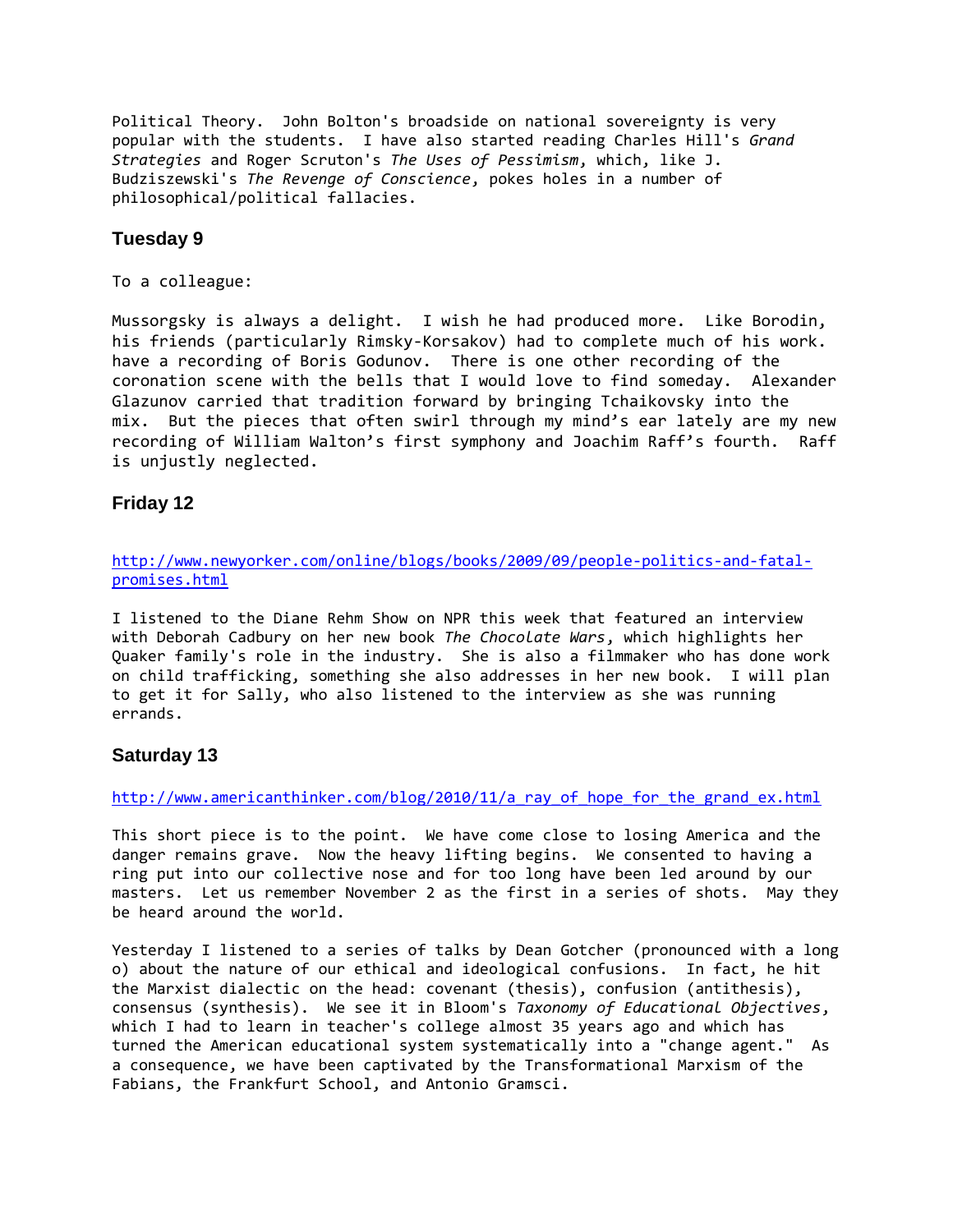Political Theory. John Bolton's broadside on national sovereignty is very popular with the students. I have also started reading Charles Hill's *Grand Strategies* and Roger Scruton's *The Uses of Pessimism*, which, like J. Budziszewski's *The Revenge of Conscience*, pokes holes in a number of philosophical/political fallacies.

### Tuesday 9

To a colleague:

Mussorgsky is always a delight. I wish he had produced more. Like Borodin, his friends (particularly Rimsky-Korsakov) had to complete much of his work. have a recording of Boris Godunov. There is one other recording of the coronation scene with the bells that I would love to find someday. Alexander Glazunov carried that tradition forward by bringing Tchaikovsky into the mix. But the pieces that often swirl through my mind's ear lately are my new recording of William Walton's first symphony and Joachim Raff's fourth. Raff is unjustly neglected.

### Friday 12

[http://www.newyorker.com/online/blogs/books/2009/09/people-politics-and-fatal-promises.html](http://www.newyorker.com/online/blogs/books/2009/09/people-politics-and-fatal-promises.html)

I listened to the Diane Rehm Show on NPR this week that featured an interview with Deborah Cadbury on her new book *The Chocolate Wars*, which highlights her Quaker family's role in the industry. She is also a filmmaker who has done work on child trafficking, something she also addresses in her new book. I will plan to get it for Sally, who also listened to the interview as she was running errands.

### Saturday 13

[http://www.americanthinker.com/blog/2010/11/a_ray_of_hope_for_the_grand_ex.html](http://www.americanthinker.com/blog/2010/11/a_ray_of_hope_for_the_grand_ex.html)

This short piece is to the point. We have come close to losing America and the danger remains grave. Now the heavy lifting begins. We consented to having a ring put into our collective nose and for too long have been led around by our masters. Let us remember November 2 as the first in a series of shots. May they be heard around the world.

Yesterday I listened to a series of talks by Dean Gotcher (pronounced with a long o) about the nature of our ethical and ideological confusions. In fact, he hit the Marxist dialectic on the head: covenant (thesis), confusion (antithesis), consensus (synthesis). We see it in Bloom's *Taxonomy of Educational Objectives*, which I had to learn in teacher's college almost 35 years ago and which has turned the American educational system systematically into a "change agent." As a consequence, we have been captivated by the Transformational Marxism of the Fabians, the Frankfurt School, and Antonio Gramsci.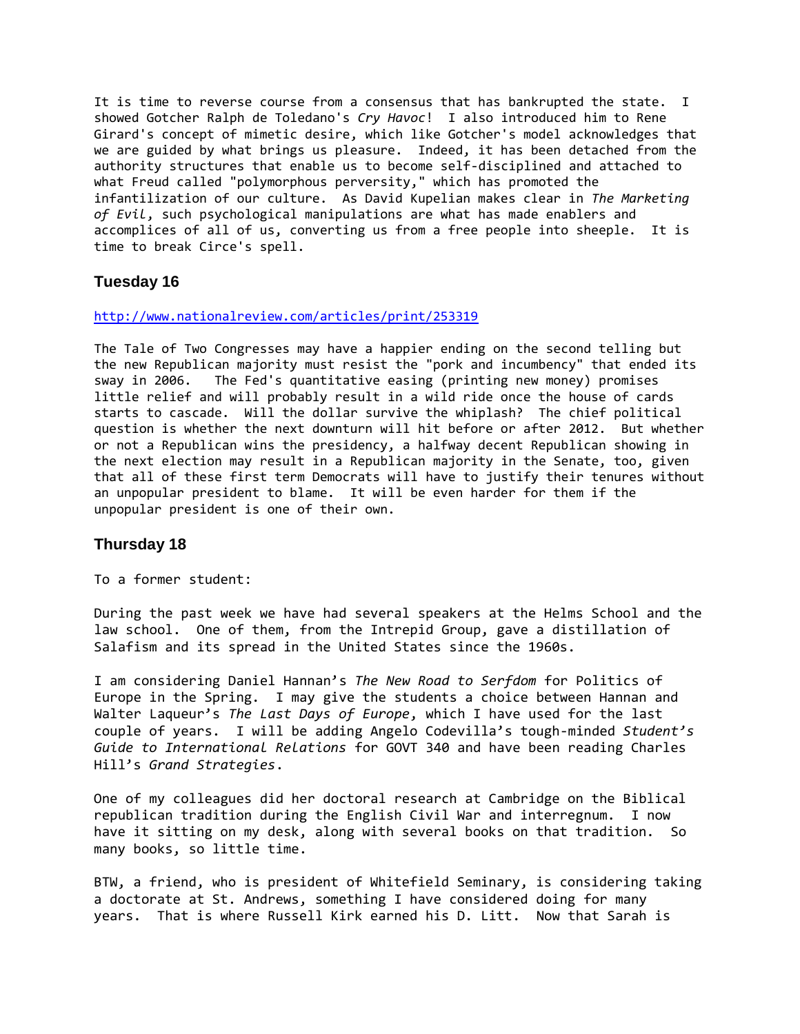It is time to reverse course from a consensus that has bankrupted the state. I showed Gotcher Ralph de Toledano's *Cry Havoc!* I also introduced him to Rene Girard's concept of mimetic desire, which like Gotcher's model acknowledges that we are guided by what brings us pleasure. Indeed, it has been detached from the authority structures that enable us to become self-disciplined and attached to what Freud called "polymorphous perversity," which has promoted the infantilization of our culture. As David Kupelian makes clear in *The Marketing of Evil*, such psychological manipulations are what has made enablers and accomplices of all of us, converting us from a free people into sheeple. It is time to break Circe's spell.

### Tuesday 16

http://www.nationalreview.com/articles/print/253319

The Tale of Two Congresses may have a happier ending on the second telling but the new Republican majority must resist the "pork and incumbency" that ended its sway in 2006. The Fed's quantitative easing (printing new money) promises little relief and will probably result in a wild ride once the house of cards starts to cascade. Will the dollar survive the whiplash? The chief political question is whether the next downturn will hit before or after 2012. But whether or not a Republican wins the presidency, a halfway decent Republican showing in the next election may result in a Republican majority in the Senate, too, given that all of these first term Democrats will have to justify their tenures without an unpopular president to blame. It will be even harder for them if the unpopular president is one of their own.

### Thursday 18

To a former student:

During the past week we have had several speakers at the Helms School and the law school. One of them, from the Intrepid Group, gave a distillation of Salafism and its spread in the United States since the 1960s.

I am considering Daniel Hannan's *The New Road to Serfdom* for Politics of Europe in the Spring. I may give the students a choice between Hannan and Walter Laqueur's *The Last Days of Europe*, which I have used for the last couple of years. I will be adding Angelo Codevilla's tough-minded *Student's Guide to International Relations* for GOVT 340 and have been reading Charles Hill's *Grand Strategies*.

One of my colleagues did her doctoral research at Cambridge on the Biblical republican tradition during the English Civil War and interregnum. I now have it sitting on my desk, along with several books on that tradition. So many books, so little time.

BTW, a friend, who is president of Whitefield Seminary, is considering taking a doctorate at St. Andrews, something I have considered doing for many years. That is where Russell Kirk earned his D. Litt. Now that Sarah is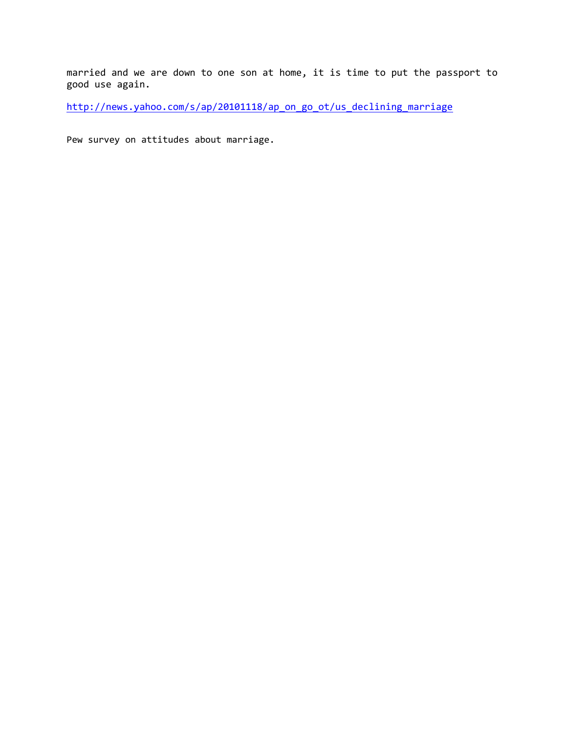married and we are down to one son at home, it is time to put the passport to good use again.

http://news.yahoo.com/s/ap/20101118/ap_on_go_ot/us_declining_marriage

Pew survey on attitudes about marriage.